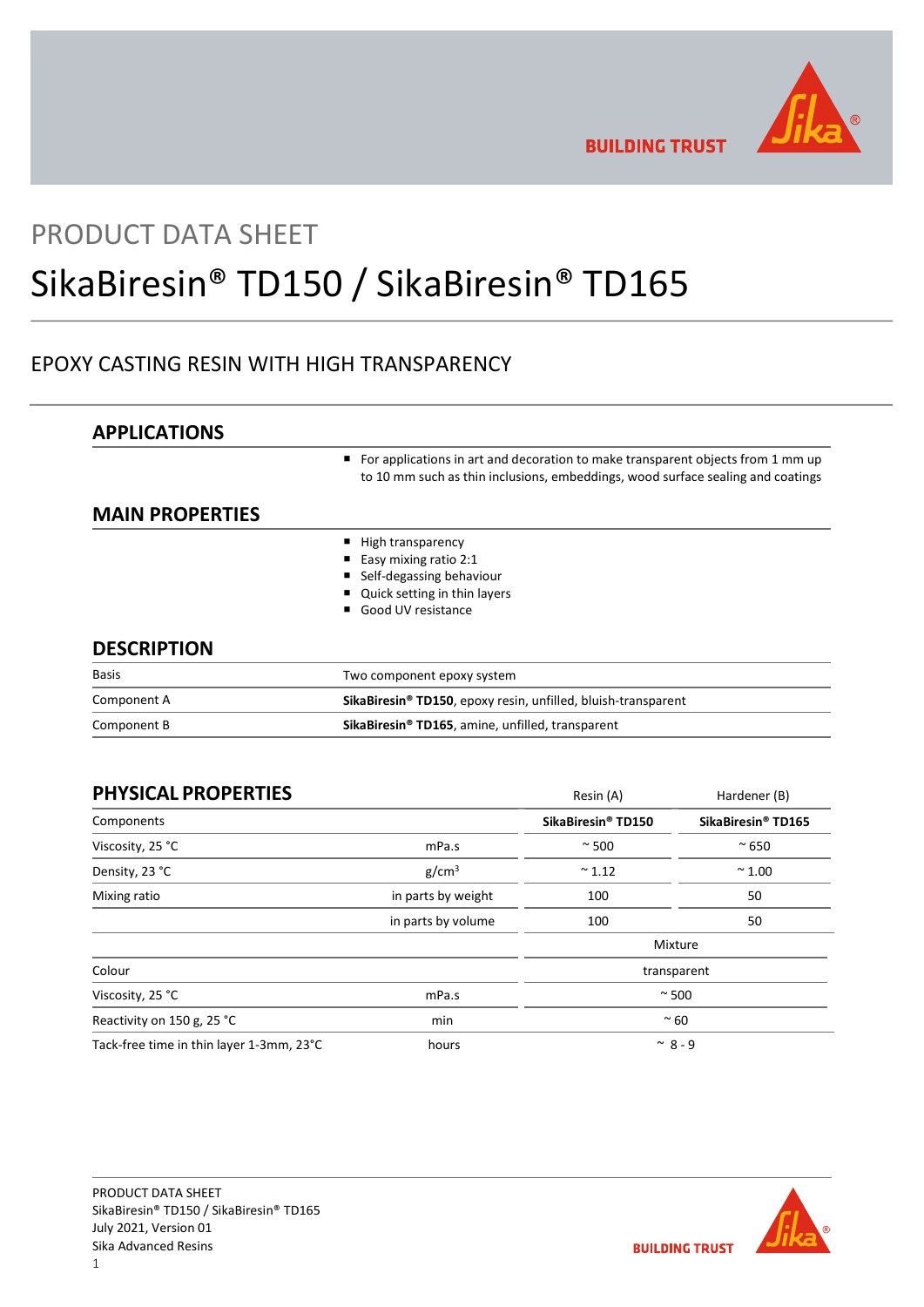PRODUCT DATA SHEET

# SikaBiresin® TD150 / SikaBiresin® TD165

EPOXY CASTING RESIN WITH HIGH TRANSPARENCY

## APPLICATIONS

- For applications in art and decoration to make transparent objects from 1 mm up to 10 mm such as thin inclusions, embeddings, wood surface sealing and coatings

## MAIN PROPERTIES

- High transparency
- Easy mixing ratio 2:1
- Self-degassing behaviour
- Quick setting in thin layers
- Good UV resistance

## DESCRIPTION

| | |
|---|---|
| Basis | Two component epoxy system |
| Component A | **SikaBiresin® TD150**, epoxy resin, unfilled, bluish-transparent |
| Component B | **SikaBiresin® TD165**, amine, unfilled, transparent |

## PHYSICAL PROPERTIES

| | | Resin (A) | Hardener (B) |
|---|---|---|---|
| Components | | **SikaBiresin® TD150** | **SikaBiresin® TD165** |
| Viscosity, 25 °C | mPa.s | ~ 500 | ~ 650 |
| Density, 23 °C | g/cm$^3$ | ~ 1.12 | ~ 1.00 |
| Mixing ratio | in parts by weight | 100 | 50 |
| | in parts by volume | 100 | 50 |
| | | Mixture | |
| Colour | | transparent | |
| Viscosity, 25 °C | mPa.s | ~ 500 | |
| Reactivity on 150 g, 25 °C | min | ~ 60 | |
| Tack-free time in thin layer 1-3mm, 23°C | hours | ~ 8 - 9 | |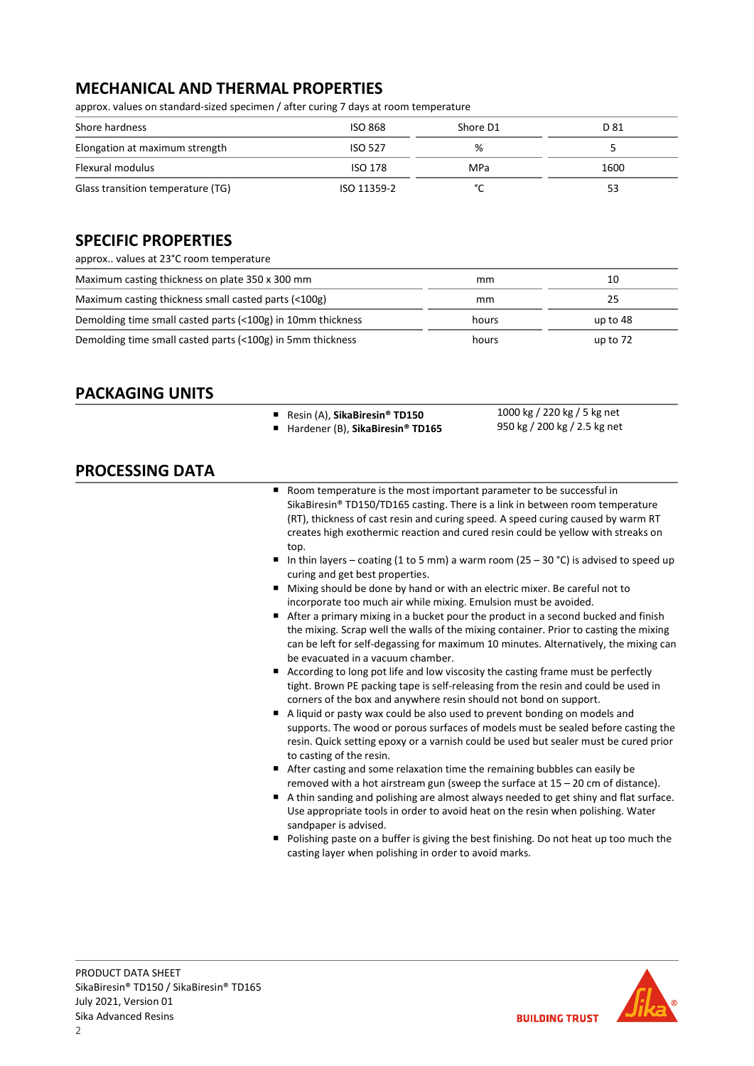## MECHANICAL AND THERMAL PROPERTIES

approx. values on standard-sized specimen / after curing 7 days at room temperature

| | | | |
|---|---|---|---|
| Shore hardness | ISO 868 | Shore D1 | D 81 |
| Elongation at maximum strength | ISO 527 | % | 5 |
| Flexural modulus | ISO 178 | MPa | 1600 |
| Glass transition temperature (TG) | ISO 11359-2 | °C | 53 |

## SPECIFIC PROPERTIES

approx.. values at 23°C room temperature

| | | |
|---|---|---|
| Maximum casting thickness on plate 350 x 300 mm | mm | 10 |
| Maximum casting thickness small casted parts (<100g) | mm | 25 |
| Demolding time small casted parts (<100g) in 10mm thickness | hours | up to 48 |
| Demolding time small casted parts (<100g) in 5mm thickness | hours | up to 72 |

## PACKAGING UNITS

| | |
|---|---|
| Resin (A), **SikaBiresin® TD150** | 1000 kg / 220 kg / 5 kg net |
| Hardener (B), **SikaBiresin® TD165** | 950 kg / 200 kg / 2.5 kg net |

## PROCESSING DATA

- Room temperature is the most important parameter to be successful in SikaBiresin® TD150/TD165 casting. There is a link in between room temperature (RT), thickness of cast resin and curing speed. A speed curing caused by warm RT creates high exothermic reaction and cured resin could be yellow with streaks on top.
- In thin layers – coating (1 to 5 mm) a warm room (25 – 30 °C) is advised to speed up curing and get best properties.
- Mixing should be done by hand or with an electric mixer. Be careful not to incorporate too much air while mixing. Emulsion must be avoided.
- After a primary mixing in a bucket pour the product in a second bucked and finish the mixing. Scrap well the walls of the mixing container. Prior to casting the mixing can be left for self-degassing for maximum 10 minutes. Alternatively, the mixing can be evacuated in a vacuum chamber.
- According to long pot life and low viscosity the casting frame must be perfectly tight. Brown PE packing tape is self-releasing from the resin and could be used in corners of the box and anywhere resin should not bond on support.
- A liquid or pasty wax could be also used to prevent bonding on models and supports. The wood or porous surfaces of models must be sealed before casting the resin. Quick setting epoxy or a varnish could be used but sealer must be cured prior to casting of the resin.
- After casting and some relaxation time the remaining bubbles can easily be removed with a hot airstream gun (sweep the surface at 15 – 20 cm of distance).
- A thin sanding and polishing are almost always needed to get shiny and flat surface. Use appropriate tools in order to avoid heat on the resin when polishing. Water sandpaper is advised.
- Polishing paste on a buffer is giving the best finishing. Do not heat up too much the casting layer when polishing in order to avoid marks.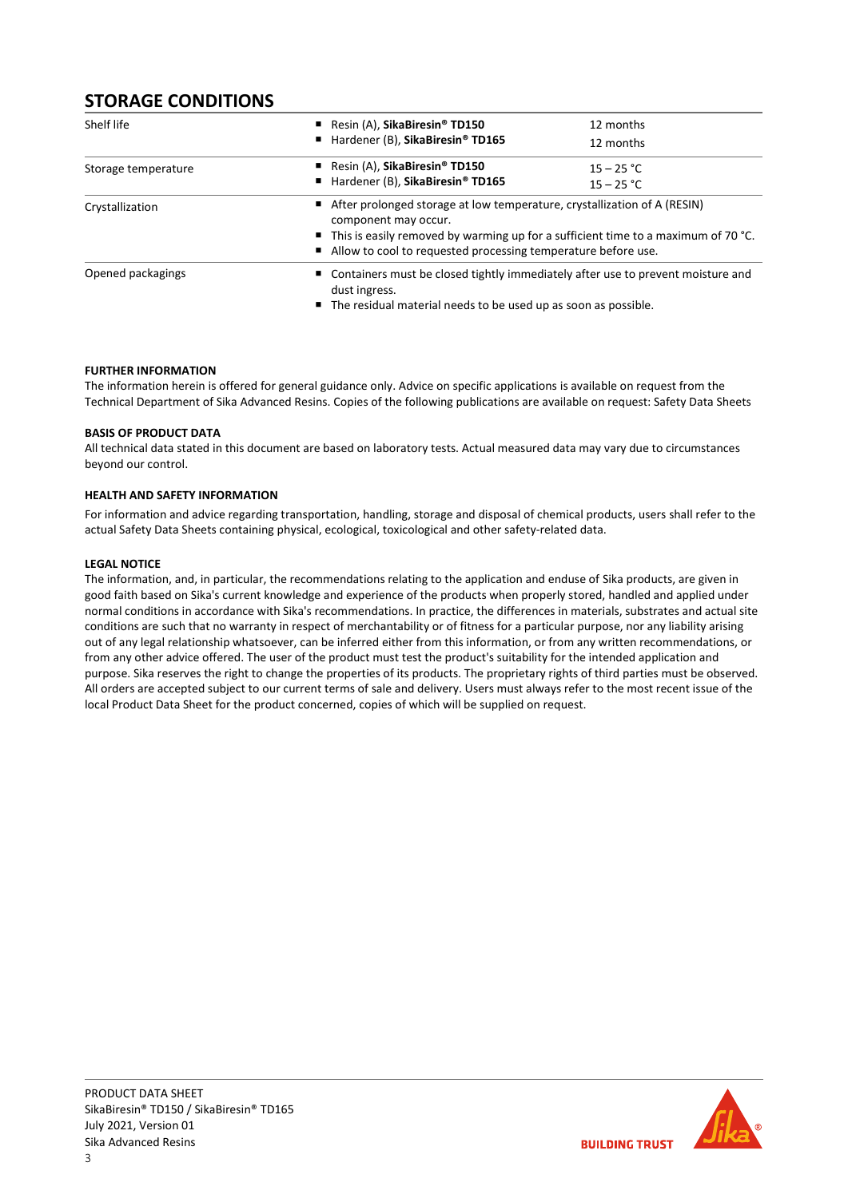## STORAGE CONDITIONS

| | | |
|---|---|---|
| Shelf life | ▪ Resin (A), **SikaBiresin® TD150**<br>▪ Hardener (B), **SikaBiresin® TD165** | 12 months<br>12 months |
| Storage temperature | ▪ Resin (A), **SikaBiresin® TD150**<br>▪ Hardener (B), **SikaBiresin® TD165** | 15 – 25 °C<br>15 – 25 °C |
| Crystallization | ▪ After prolonged storage at low temperature, crystallization of A (RESIN) component may occur.<br>▪ This is easily removed by warming up for a sufficient time to a maximum of 70 °C.<br>▪ Allow to cool to requested processing temperature before use. | |
| Opened packagings | ▪ Containers must be closed tightly immediately after use to prevent moisture and dust ingress.<br>▪ The residual material needs to be used up as soon as possible. | |

**FURTHER INFORMATION**

The information herein is offered for general guidance only. Advice on specific applications is available on request from the Technical Department of Sika Advanced Resins. Copies of the following publications are available on request: Safety Data Sheets

**BASIS OF PRODUCT DATA**

All technical data stated in this document are based on laboratory tests. Actual measured data may vary due to circumstances beyond our control.

**HEALTH AND SAFETY INFORMATION**

For information and advice regarding transportation, handling, storage and disposal of chemical products, users shall refer to the actual Safety Data Sheets containing physical, ecological, toxicological and other safety-related data.

**LEGAL NOTICE**

The information, and, in particular, the recommendations relating to the application and enduse of Sika products, are given in good faith based on Sika's current knowledge and experience of the products when properly stored, handled and applied under normal conditions in accordance with Sika's recommendations. In practice, the differences in materials, substrates and actual site conditions are such that no warranty in respect of merchantability or of fitness for a particular purpose, nor any liability arising out of any legal relationship whatsoever, can be inferred either from this information, or from any written recommendations, or from any other advice offered. The user of the product must test the product's suitability for the intended application and purpose. Sika reserves the right to change the properties of its products. The proprietary rights of third parties must be observed. All orders are accepted subject to our current terms of sale and delivery. Users must always refer to the most recent issue of the local Product Data Sheet for the product concerned, copies of which will be supplied on request.

PRODUCT DATA SHEET
SikaBiresin® TD150 / SikaBiresin® TD165
July 2021, Version 01
Sika Advanced Resins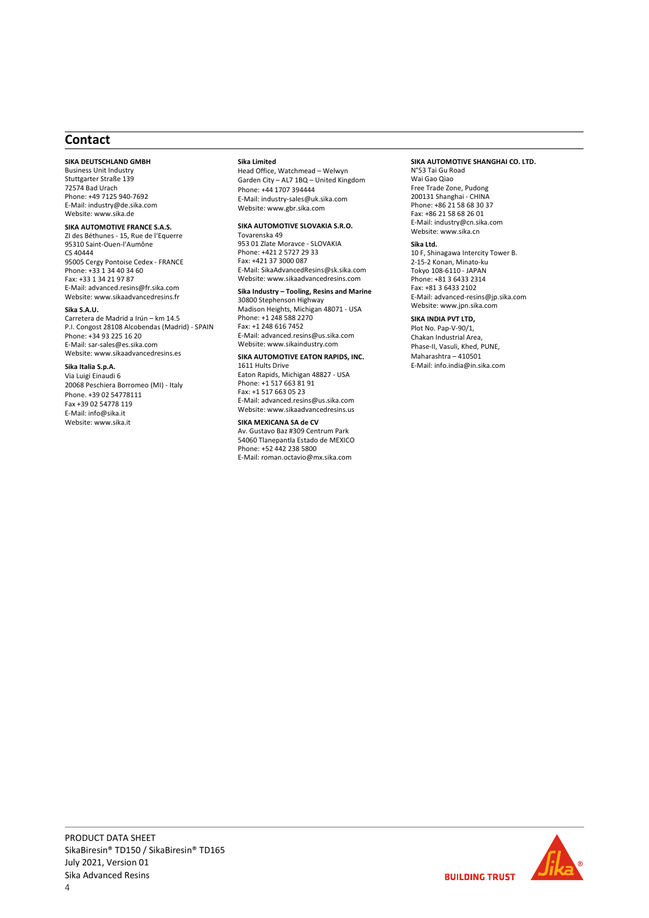## Contact

**SIKA DEUTSCHLAND GMBH**
Business Unit Industry
Stuttgarter Straße 139
72574 Bad Urach
Phone: +49 7125 940-7692
E-Mail: industry@de.sika.com
Website: www.sika.de

**SIKA AUTOMOTIVE FRANCE S.A.S.**
ZI des Béthunes - 15, Rue de l'Equerre
95310 Saint-Ouen-l'Aumône
CS 40444
95005 Cergy Pontoise Cedex - FRANCE
Phone: +33 1 34 40 34 60
Fax: +33 1 34 21 97 87
E-Mail: advanced.resins@fr.sika.com
Website: www.sikaadvancedresins.fr

**Sika S.A.U.**
Carretera de Madrid a Irún – km 14.5
P.I. Congost 28108 Alcobendas (Madrid) - SPAIN
Phone: +34 93 225 16 20
E-Mail: sar-sales@es.sika.com
Website: www.sikaadvancedresins.es

**Sika Italia S.p.A.**
Via Luigi Einaudi 6
20068 Peschiera Borromeo (MI) - Italy
Phone. +39 02 54778111
Fax +39 02 54778 119
E-Mail: info@sika.it
Website: www.sika.it

**Sika Limited**
Head Office, Watchmead – Welwyn
Garden City – AL7 1BQ – United Kingdom
Phone: +44 1707 394444
E-Mail: industry-sales@uk.sika.com
Website: www.gbr.sika.com

**SIKA AUTOMOTIVE SLOVAKIA S.R.O.**
Tovarenska 49
953 01 Zlate Moravce - SLOVAKIA
Phone: +421 2 5727 29 33
Fax: +421 37 3000 087
E-Mail: SikaAdvancedResins@sk.sika.com
Website: www.sikaadvancedresins.com

**Sika Industry – Tooling, Resins and Marine**
30800 Stephenson Highway
Madison Heights, Michigan 48071 - USA
Phone: +1 248 588 2270
Fax: +1 248 616 7452
E-Mail: advanced.resins@us.sika.com
Website: www.sikaindustry.com

**SIKA AUTOMOTIVE EATON RAPIDS, INC.**
1611 Hults Drive
Eaton Rapids, Michigan 48827 - USA
Phone: +1 517 663 81 91
Fax: +1 517 663 05 23
E-Mail: advanced.resins@us.sika.com
Website: www.sikaadvancedresins.us

**SIKA MEXICANA SA de CV**
Av. Gustavo Baz #309 Centrum Park
54060 Tlanepantla Estado de MEXICO
Phone: +52 442 238 5800
E-Mail: roman.octavio@mx.sika.com

**SIKA AUTOMOTIVE SHANGHAI CO. LTD.**
N°53 Tai Gu Road
Wai Gao Qiao
Free Trade Zone, Pudong
200131 Shanghai - CHINA
Phone: +86 21 58 68 30 37
Fax: +86 21 58 68 26 01
E-Mail: industry@cn.sika.com
Website: www.sika.cn

**Sika Ltd.**
10 F, Shinagawa Intercity Tower B.
2-15-2 Konan, Minato-ku
Tokyo 108-6110 - JAPAN
Phone: +81 3 6433 2314
Fax: +81 3 6433 2102
E-Mail: advanced-resins@jp.sika.com
Website: www.jpn.sika.com

**SIKA INDIA PVT LTD,**
Plot No. Pap-V-90/1,
Chakan Industrial Area,
Phase-II, Vasuli, Khed, PUNE,
Maharashtra – 410501
E-Mail: info.india@in.sika.com

PRODUCT DATA SHEET
SikaBiresin® TD150 / SikaBiresin® TD165
July 2021, Version 01
Sika Advanced Resins

BUILDING TRUST